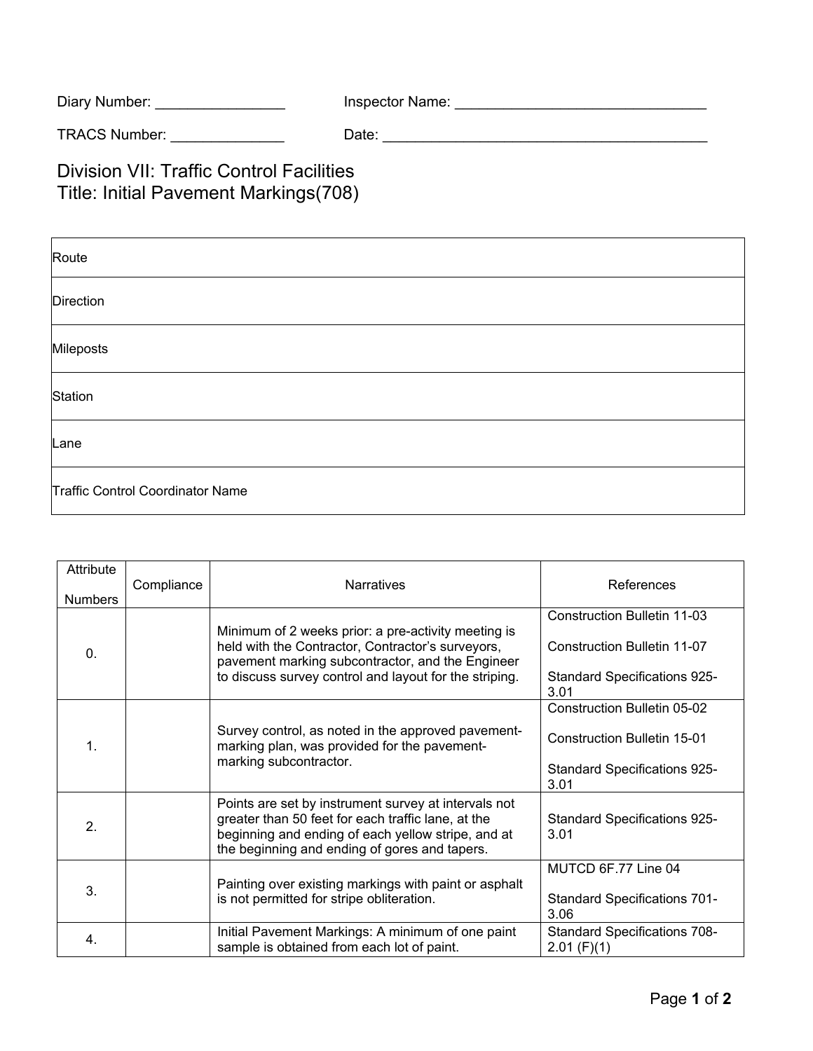Diary Number: ________________ Inspector Name: _______________________________

TRACS Number: ______________ Date: ________________________________________

# Division VII: Traffic Control Facilities
# Title: Initial Pavement Markings(708)

| Route |
|---|
| Direction |
| Mileposts |
| Station |
| Lane |
| Traffic Control Coordinator Name |

| Attribute Numbers | Compliance | Narratives | References |
|---|---|---|---|
| 0. | | Minimum of 2 weeks prior: a pre-activity meeting is held with the Contractor, Contractor's surveyors, pavement marking subcontractor, and the Engineer to discuss survey control and layout for the striping. | Construction Bulletin 11-03<br><br>Construction Bulletin 11-07<br><br>Standard Specifications 925-3.01 |
| 1. | | Survey control, as noted in the approved pavement-marking plan, was provided for the pavement-marking subcontractor. | Construction Bulletin 05-02<br><br>Construction Bulletin 15-01<br><br>Standard Specifications 925-3.01 |
| 2. | | Points are set by instrument survey at intervals not greater than 50 feet for each traffic lane, at the beginning and ending of each yellow stripe, and at the beginning and ending of gores and tapers. | Standard Specifications 925-3.01 |
| 3. | | Painting over existing markings with paint or asphalt is not permitted for stripe obliteration. | MUTCD 6F.77 Line 04<br><br>Standard Specifications 701-3.06 |
| 4. | | Initial Pavement Markings: A minimum of one paint sample is obtained from each lot of paint. | Standard Specifications 708-2.01 (F)(1) |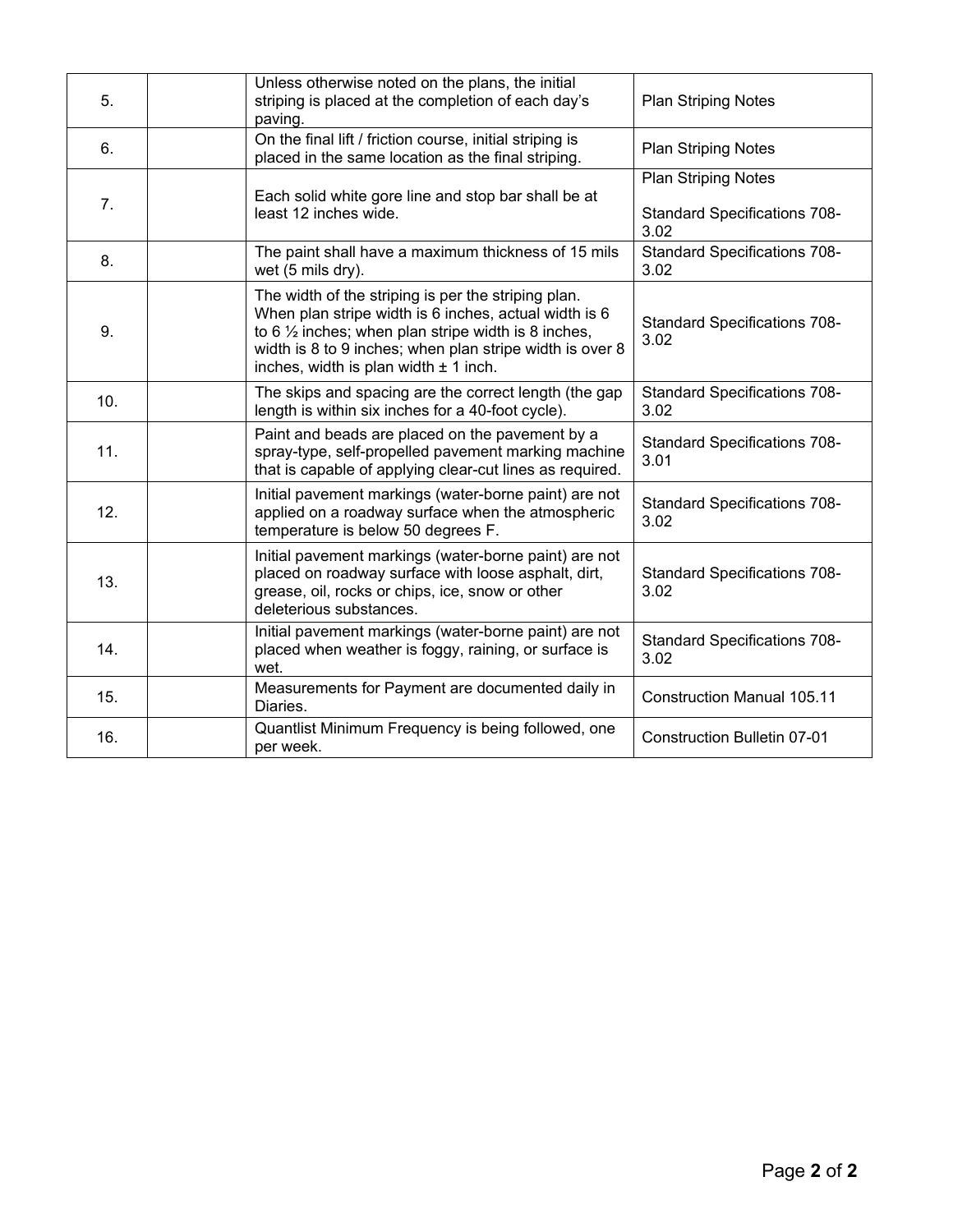| | | | |
|---|---|---|---|
| 5. | | Unless otherwise noted on the plans, the initial striping is placed at the completion of each day's paving. | Plan Striping Notes |
| 6. | | On the final lift / friction course, initial striping is placed in the same location as the final striping. | Plan Striping Notes |
| 7. | | Each solid white gore line and stop bar shall be at least 12 inches wide. | Plan Striping Notes<br><br>Standard Specifications 708-3.02 |
| 8. | | The paint shall have a maximum thickness of 15 mils wet (5 mils dry). | Standard Specifications 708-3.02 |
| 9. | | The width of the striping is per the striping plan. When plan stripe width is 6 inches, actual width is 6 to 6 ½ inches; when plan stripe width is 8 inches, width is 8 to 9 inches; when plan stripe width is over 8 inches, width is plan width ± 1 inch. | Standard Specifications 708-3.02 |
| 10. | | The skips and spacing are the correct length (the gap length is within six inches for a 40-foot cycle). | Standard Specifications 708-3.02 |
| 11. | | Paint and beads are placed on the pavement by a spray-type, self-propelled pavement marking machine that is capable of applying clear-cut lines as required. | Standard Specifications 708-3.01 |
| 12. | | Initial pavement markings (water-borne paint) are not applied on a roadway surface when the atmospheric temperature is below 50 degrees F. | Standard Specifications 708-3.02 |
| 13. | | Initial pavement markings (water-borne paint) are not placed on roadway surface with loose asphalt, dirt, grease, oil, rocks or chips, ice, snow or other deleterious substances. | Standard Specifications 708-3.02 |
| 14. | | Initial pavement markings (water-borne paint) are not placed when weather is foggy, raining, or surface is wet. | Standard Specifications 708-3.02 |
| 15. | | Measurements for Payment are documented daily in Diaries. | Construction Manual 105.11 |
| 16. | | Quantlist Minimum Frequency is being followed, one per week. | Construction Bulletin 07-01 |